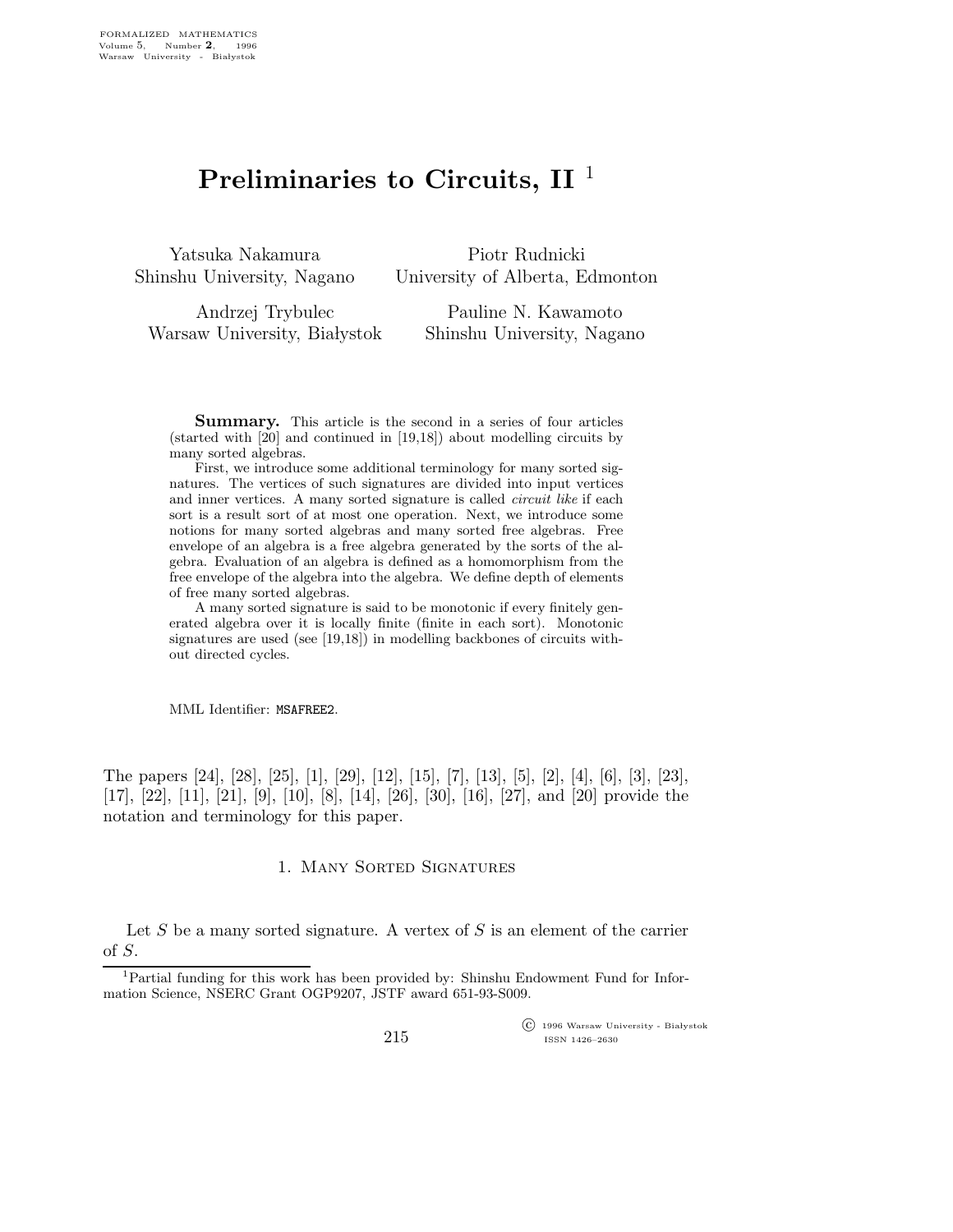# Preliminaries to Circuits, II [1]

Yatsuka Nakamura
Shinshu University, Nagano

Piotr Rudnicki
University of Alberta, Edmonton

Andrzej Trybulec
Warsaw University, Białystok

Pauline N. Kawamoto
Shinshu University, Nagano

**Summary.** This article is the second in a series of four articles (started with [20] and continued in [19,18]) about modelling circuits by many sorted algebras.

First, we introduce some additional terminology for many sorted signatures. The vertices of such signatures are divided into input vertices and inner vertices. A many sorted signature is called *circuit like* if each sort is a result sort of at most one operation. Next, we introduce some notions for many sorted algebras and many sorted free algebras. Free envelope of an algebra is a free algebra generated by the sorts of the algebra. Evaluation of an algebra is defined as a homomorphism from the free envelope of the algebra into the algebra. We define depth of elements of free many sorted algebras.

A many sorted signature is said to be monotonic if every finitely generated algebra over it is locally finite (finite in each sort). Monotonic signatures are used (see [19,18]) in modelling backbones of circuits without directed cycles.

MML Identifier: MSAFREE2.

The papers [24], [28], [25], [1], [29], [12], [15], [7], [13], [5], [2], [4], [6], [3], [23], [17], [22], [11], [21], [9], [10], [8], [14], [26], [30], [16], [27], and [20] provide the notation and terminology for this paper.

## 1. Many Sorted Signatures

Let $S$ be a many sorted signature. A vertex of $S$ is an element of the carrier of $S$.

[1] Partial funding for this work has been provided by: Shinshu Endowment Fund for Information Science, NSERC Grant OGP9207, JSTF award 651-93-S009.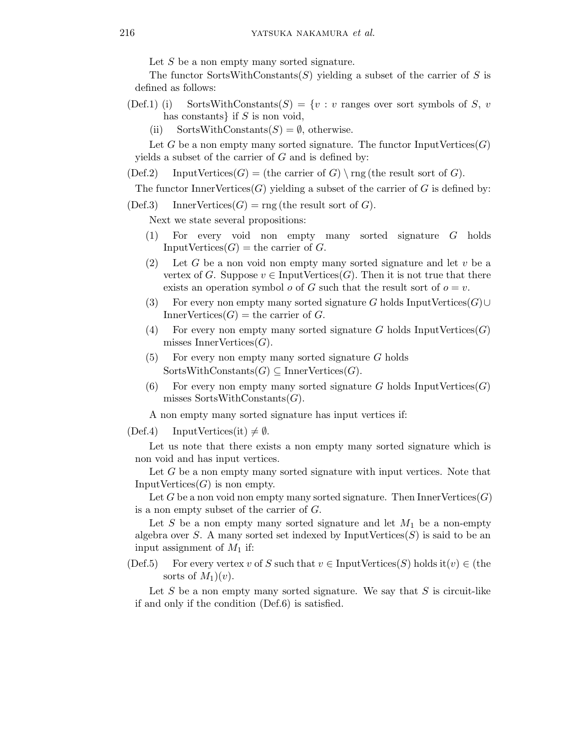Let $S$ be a non empty many sorted signature.

The functor SortsWithConstants($S$) yielding a subset of the carrier of $S$ is defined as follows:

(Def.1) (i) SortsWithConstants($S$) = $\{v : v$ ranges over sort symbols of $S$, $v$ has constants$\}$ if $S$ is non void,

(ii) SortsWithConstants($S$) = $\emptyset$, otherwise.

Let $G$ be a non empty many sorted signature. The functor InputVertices($G$) yields a subset of the carrier of $G$ and is defined by:

(Def.2) InputVertices($G$) = (the carrier of $G$) $\setminus$ rng (the result sort of $G$).

The functor InnerVertices($G$) yielding a subset of the carrier of $G$ is defined by:

(Def.3) InnerVertices($G$) = rng (the result sort of $G$).

Next we state several propositions:

(1) For every void non empty many sorted signature $G$ holds InputVertices($G$) = the carrier of $G$.

(2) Let $G$ be a non void non empty many sorted signature and let $v$ be a vertex of $G$. Suppose $v \in$ InputVertices($G$). Then it is not true that there exists an operation symbol $o$ of $G$ such that the result sort of $o = v$.

(3) For every non empty many sorted signature $G$ holds InputVertices($G$) $\cup$ InnerVertices($G$) = the carrier of $G$.

(4) For every non empty many sorted signature $G$ holds InputVertices($G$) misses InnerVertices($G$).

(5) For every non empty many sorted signature $G$ holds SortsWithConstants($G$) $\subseteq$ InnerVertices($G$).

(6) For every non empty many sorted signature $G$ holds InputVertices($G$) misses SortsWithConstants($G$).

A non empty many sorted signature has input vertices if:

(Def.4) InputVertices(it) $\neq \emptyset$.

Let us note that there exists a non empty many sorted signature which is non void and has input vertices.

Let $G$ be a non empty many sorted signature with input vertices. Note that InputVertices($G$) is non empty.

Let $G$ be a non void non empty many sorted signature. Then InnerVertices($G$) is a non empty subset of the carrier of $G$.

Let $S$ be a non empty many sorted signature and let $M_1$ be a non-empty algebra over $S$. A many sorted set indexed by InputVertices($S$) is said to be an input assignment of $M_1$ if:

(Def.5) For every vertex $v$ of $S$ such that $v \in$ InputVertices($S$) holds it($v$) $\in$ (the sorts of $M_1$)($v$).

Let $S$ be a non empty many sorted signature. We say that $S$ is circuit-like if and only if the condition (Def.6) is satisfied.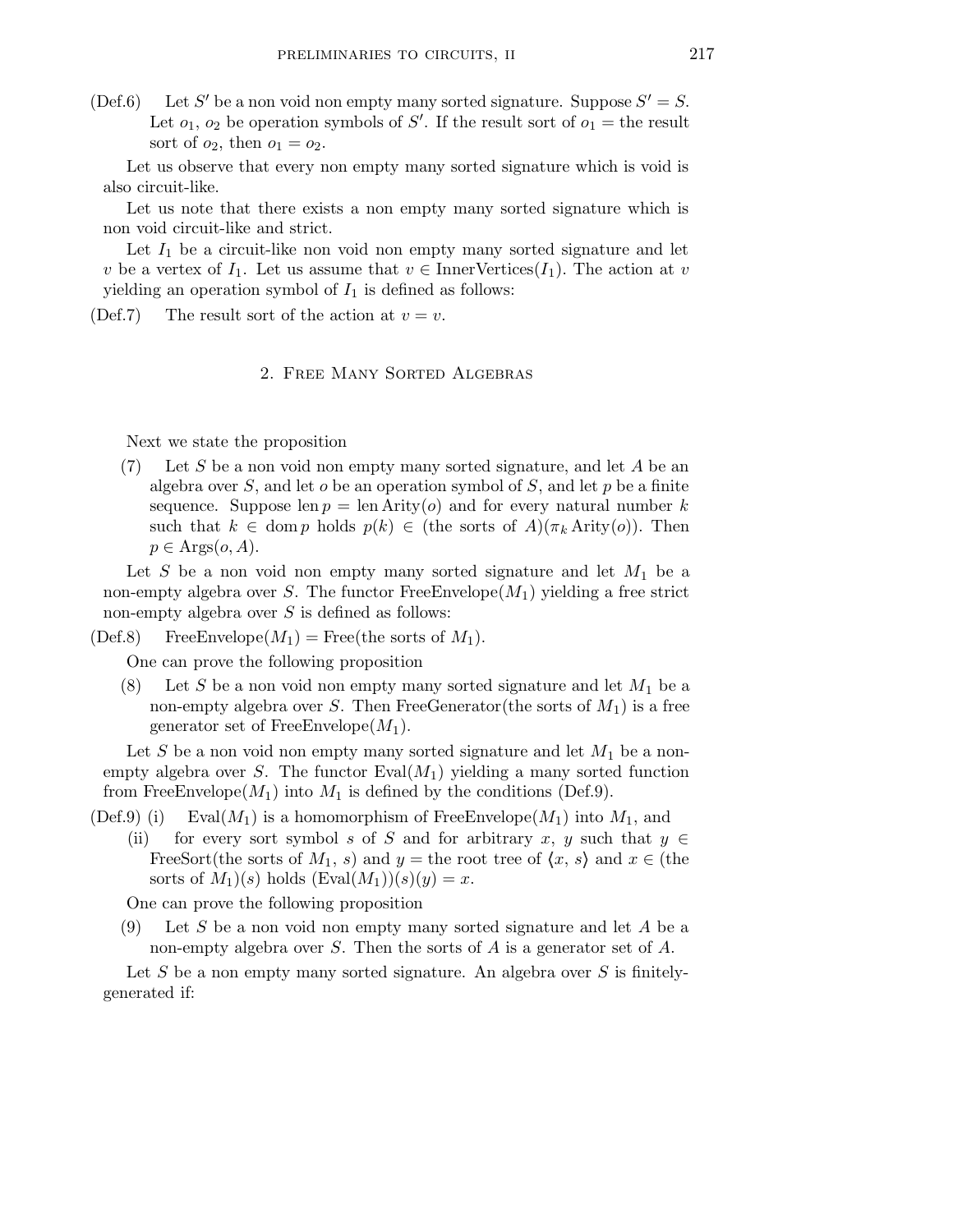(Def.6) Let $S'$ be a non void non empty many sorted signature. Suppose $S' = S$. Let $o_1$, $o_2$ be operation symbols of $S'$. If the result sort of $o_1$ = the result sort of $o_2$, then $o_1 = o_2$.

Let us observe that every non empty many sorted signature which is void is also circuit-like.

Let us note that there exists a non empty many sorted signature which is non void circuit-like and strict.

Let $I_1$ be a circuit-like non void non empty many sorted signature and let $v$ be a vertex of $I_1$. Let us assume that $v \in \text{InnerVertices}(I_1)$. The action at $v$ yielding an operation symbol of $I_1$ is defined as follows:

(Def.7) The result sort of the action at $v = v$.

## 2. Free Many Sorted Algebras

Next we state the proposition

(7) Let $S$ be a non void non empty many sorted signature, and let $A$ be an algebra over $S$, and let $o$ be an operation symbol of $S$, and let $p$ be a finite sequence. Suppose $\text{len}\, p = \text{len}\, \text{Arity}(o)$ and for every natural number $k$ such that $k \in \text{dom}\, p$ holds $p(k) \in$ (the sorts of $A$)$(\pi_k \text{Arity}(o))$. Then $p \in \text{Args}(o, A)$.

Let $S$ be a non void non empty many sorted signature and let $M_1$ be a non-empty algebra over $S$. The functor $\text{FreeEnvelope}(M_1)$ yielding a free strict non-empty algebra over $S$ is defined as follows:

(Def.8) $\text{FreeEnvelope}(M_1) = \text{Free}$(the sorts of $M_1$).

One can prove the following proposition

(8) Let $S$ be a non void non empty many sorted signature and let $M_1$ be a non-empty algebra over $S$. Then FreeGenerator(the sorts of $M_1$) is a free generator set of $\text{FreeEnvelope}(M_1)$.

Let $S$ be a non void non empty many sorted signature and let $M_1$ be a non-empty algebra over $S$. The functor $\text{Eval}(M_1)$ yielding a many sorted function from $\text{FreeEnvelope}(M_1)$ into $M_1$ is defined by the conditions (Def.9).

(Def.9) (i) $\text{Eval}(M_1)$ is a homomorphism of $\text{FreeEnvelope}(M_1)$ into $M_1$, and

(ii) for every sort symbol $s$ of $S$ and for arbitrary $x$, $y$ such that $y \in$ FreeSort(the sorts of $M_1$, $s$) and $y$ = the root tree of $\langle x, s\rangle$ and $x \in$ (the sorts of $M_1$)$(s)$ holds $(\text{Eval}(M_1))(s)(y) = x$.

One can prove the following proposition

(9) Let $S$ be a non void non empty many sorted signature and let $A$ be a non-empty algebra over $S$. Then the sorts of $A$ is a generator set of $A$.

Let $S$ be a non empty many sorted signature. An algebra over $S$ is finitely-generated if: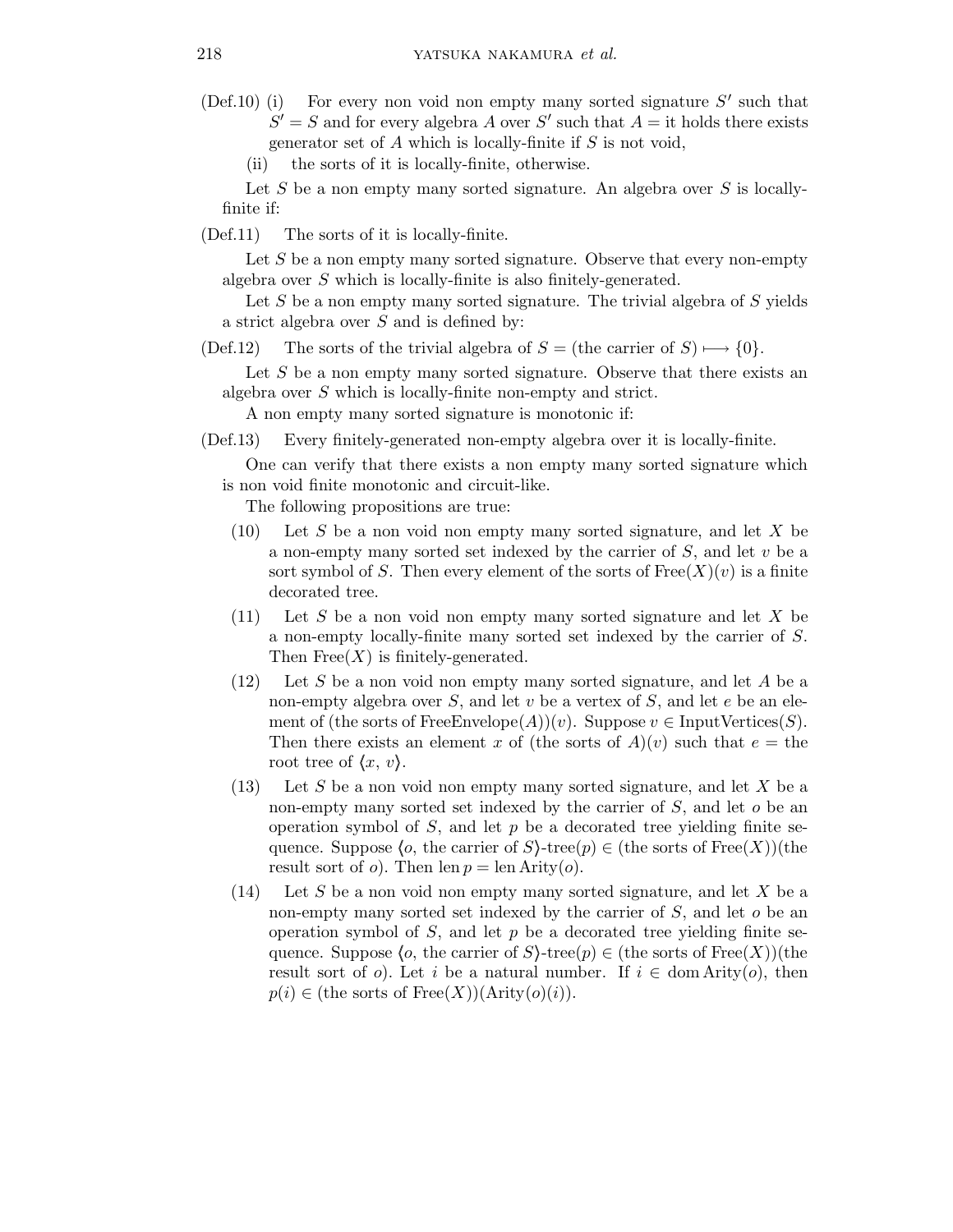(Def.10) (i) For every non void non empty many sorted signature $S'$ such that $S' = S$ and for every algebra $A$ over $S'$ such that $A =$ it holds there exists generator set of $A$ which is locally-finite if $S$ is not void,

(ii) the sorts of it is locally-finite, otherwise.

Let $S$ be a non empty many sorted signature. An algebra over $S$ is locally-finite if:

(Def.11) The sorts of it is locally-finite.

Let $S$ be a non empty many sorted signature. Observe that every non-empty algebra over $S$ which is locally-finite is also finitely-generated.

Let $S$ be a non empty many sorted signature. The trivial algebra of $S$ yields a strict algebra over $S$ and is defined by:

(Def.12) The sorts of the trivial algebra of $S =$ (the carrier of $S$) $\longmapsto \{0\}$.

Let $S$ be a non empty many sorted signature. Observe that there exists an algebra over $S$ which is locally-finite non-empty and strict.

A non empty many sorted signature is monotonic if:

(Def.13) Every finitely-generated non-empty algebra over it is locally-finite.

One can verify that there exists a non empty many sorted signature which is non void finite monotonic and circuit-like.

The following propositions are true:

(10) Let $S$ be a non void non empty many sorted signature, and let $X$ be a non-empty many sorted set indexed by the carrier of $S$, and let $v$ be a sort symbol of $S$. Then every element of the sorts of $\mathrm{Free}(X)(v)$ is a finite decorated tree.

(11) Let $S$ be a non void non empty many sorted signature and let $X$ be a non-empty locally-finite many sorted set indexed by the carrier of $S$. Then $\mathrm{Free}(X)$ is finitely-generated.

(12) Let $S$ be a non void non empty many sorted signature, and let $A$ be a non-empty algebra over $S$, and let $v$ be a vertex of $S$, and let $e$ be an element of (the sorts of $\mathrm{FreeEnvelope}(A))(v)$. Suppose $v \in \mathrm{InputVertices}(S)$. Then there exists an element $x$ of (the sorts of $A)(v)$ such that $e =$ the root tree of $\langle x, v\rangle$.

(13) Let $S$ be a non void non empty many sorted signature, and let $X$ be a non-empty many sorted set indexed by the carrier of $S$, and let $o$ be an operation symbol of $S$, and let $p$ be a decorated tree yielding finite sequence. Suppose $\langle o$, the carrier of $S\rangle$-tree$(p) \in$ (the sorts of $\mathrm{Free}(X)$)(the result sort of $o$). Then $\mathrm{len}\, p = \mathrm{len}\, \mathrm{Arity}(o)$.

(14) Let $S$ be a non void non empty many sorted signature, and let $X$ be a non-empty many sorted set indexed by the carrier of $S$, and let $o$ be an operation symbol of $S$, and let $p$ be a decorated tree yielding finite sequence. Suppose $\langle o$, the carrier of $S\rangle$-tree$(p) \in$ (the sorts of $\mathrm{Free}(X)$)(the result sort of $o$). Let $i$ be a natural number. If $i \in \mathrm{dom}\, \mathrm{Arity}(o)$, then $p(i) \in$ (the sorts of $\mathrm{Free}(X))(\mathrm{Arity}(o)(i))$.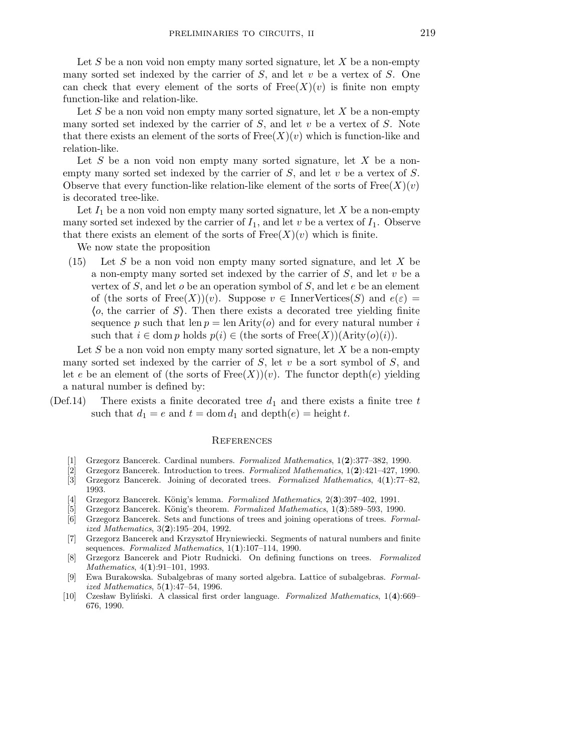Let $S$ be a non void non empty many sorted signature, let $X$ be a non-empty many sorted set indexed by the carrier of $S$, and let $v$ be a vertex of $S$. One can check that every element of the sorts of $\mathrm{Free}(X)(v)$ is finite non empty function-like and relation-like.

Let $S$ be a non void non empty many sorted signature, let $X$ be a non-empty many sorted set indexed by the carrier of $S$, and let $v$ be a vertex of $S$. Note that there exists an element of the sorts of $\mathrm{Free}(X)(v)$ which is function-like and relation-like.

Let $S$ be a non void non empty many sorted signature, let $X$ be a non-empty many sorted set indexed by the carrier of $S$, and let $v$ be a vertex of $S$. Observe that every function-like relation-like element of the sorts of $\mathrm{Free}(X)(v)$ is decorated tree-like.

Let $I_1$ be a non void non empty many sorted signature, let $X$ be a non-empty many sorted set indexed by the carrier of $I_1$, and let $v$ be a vertex of $I_1$. Observe that there exists an element of the sorts of $\mathrm{Free}(X)(v)$ which is finite.

We now state the proposition

(15) Let $S$ be a non void non empty many sorted signature, and let $X$ be a non-empty many sorted set indexed by the carrier of $S$, and let $v$ be a vertex of $S$, and let $o$ be an operation symbol of $S$, and let $e$ be an element of (the sorts of $\mathrm{Free}(X)$)$(v)$. Suppose $v \in \mathrm{InnerVertices}(S)$ and $e(\varepsilon) = \langle o, \text{the carrier of } S \rangle$. Then there exists a decorated tree yielding finite sequence $p$ such that $\mathrm{len}\, p = \mathrm{len}\, \mathrm{Arity}(o)$ and for every natural number $i$ such that $i \in \mathrm{dom}\, p$ holds $p(i) \in$ (the sorts of $\mathrm{Free}(X)$)$(\mathrm{Arity}(o)(i))$.

Let $S$ be a non void non empty many sorted signature, let $X$ be a non-empty many sorted set indexed by the carrier of $S$, let $v$ be a sort symbol of $S$, and let $e$ be an element of (the sorts of $\mathrm{Free}(X)$)$(v)$. The functor $\mathrm{depth}(e)$ yielding a natural number is defined by:

(Def.14) There exists a finite decorated tree $d_1$ and there exists a finite tree $t$ such that $d_1 = e$ and $t = \mathrm{dom}\, d_1$ and $\mathrm{depth}(e) = \mathrm{height}\, t$.

## References

[1] Grzegorz Bancerek. Cardinal numbers. *Formalized Mathematics*, 1(**2**):377–382, 1990.

[2] Grzegorz Bancerek. Introduction to trees. *Formalized Mathematics*, 1(**2**):421–427, 1990.

[3] Grzegorz Bancerek. Joining of decorated trees. *Formalized Mathematics*, 4(**1**):77–82, 1993.

[4] Grzegorz Bancerek. König's lemma. *Formalized Mathematics*, 2(**3**):397–402, 1991.

[5] Grzegorz Bancerek. König's theorem. *Formalized Mathematics*, 1(**3**):589–593, 1990.

[6] Grzegorz Bancerek. Sets and functions of trees and joining operations of trees. *Formalized Mathematics*, 3(**2**):195–204, 1992.

[7] Grzegorz Bancerek and Krzysztof Hryniewiecki. Segments of natural numbers and finite sequences. *Formalized Mathematics*, 1(**1**):107–114, 1990.

[8] Grzegorz Bancerek and Piotr Rudnicki. On defining functions on trees. *Formalized Mathematics*, 4(**1**):91–101, 1993.

[9] Ewa Burakowska. Subalgebras of many sorted algebra. Lattice of subalgebras. *Formalized Mathematics*, 5(**1**):47–54, 1996.

[10] Czesław Byliński. A classical first order language. *Formalized Mathematics*, 1(**4**):669–676, 1990.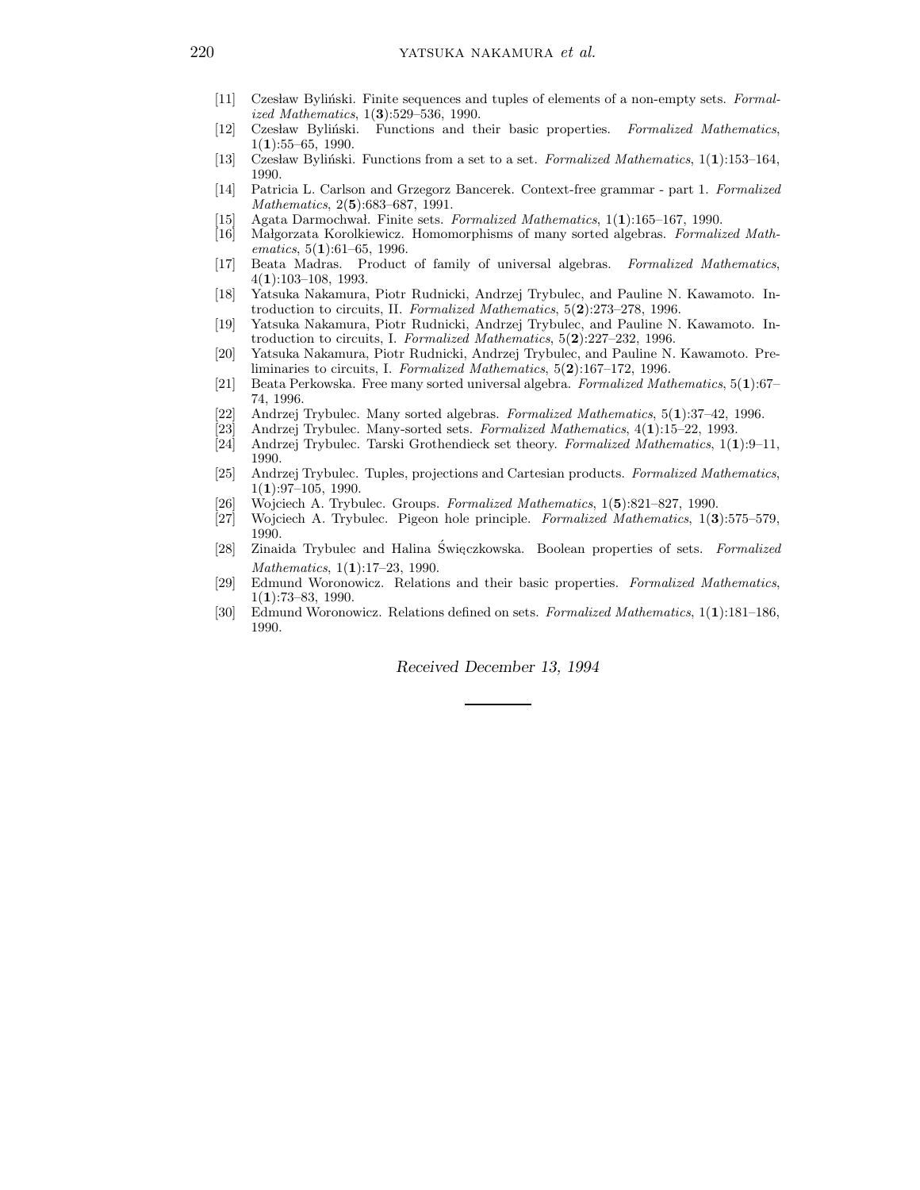- [11] Czesław Byliński. Finite sequences and tuples of elements of a non-empty sets. *Formalized Mathematics*, 1(**3**):529–536, 1990.
- [12] Czesław Byliński. Functions and their basic properties. *Formalized Mathematics*, 1(**1**):55–65, 1990.
- [13] Czesław Byliński. Functions from a set to a set. *Formalized Mathematics*, 1(**1**):153–164, 1990.
- [14] Patricia L. Carlson and Grzegorz Bancerek. Context-free grammar - part 1. *Formalized Mathematics*, 2(**5**):683–687, 1991.
- [15] Agata Darmochwał. Finite sets. *Formalized Mathematics*, 1(**1**):165–167, 1990.
- [16] Małgorzata Korolkiewicz. Homomorphisms of many sorted algebras. *Formalized Mathematics*, 5(**1**):61–65, 1996.
- [17] Beata Madras. Product of family of universal algebras. *Formalized Mathematics*, 4(**1**):103–108, 1993.
- [18] Yatsuka Nakamura, Piotr Rudnicki, Andrzej Trybulec, and Pauline N. Kawamoto. Introduction to circuits, II. *Formalized Mathematics*, 5(**2**):273–278, 1996.
- [19] Yatsuka Nakamura, Piotr Rudnicki, Andrzej Trybulec, and Pauline N. Kawamoto. Introduction to circuits, I. *Formalized Mathematics*, 5(**2**):227–232, 1996.
- [20] Yatsuka Nakamura, Piotr Rudnicki, Andrzej Trybulec, and Pauline N. Kawamoto. Preliminaries to circuits, I. *Formalized Mathematics*, 5(**2**):167–172, 1996.
- [21] Beata Perkowska. Free many sorted universal algebra. *Formalized Mathematics*, 5(**1**):67–74, 1996.
- [22] Andrzej Trybulec. Many sorted algebras. *Formalized Mathematics*, 5(**1**):37–42, 1996.
- [23] Andrzej Trybulec. Many-sorted sets. *Formalized Mathematics*, 4(**1**):15–22, 1993.
- [24] Andrzej Trybulec. Tarski Grothendieck set theory. *Formalized Mathematics*, 1(**1**):9–11, 1990.
- [25] Andrzej Trybulec. Tuples, projections and Cartesian products. *Formalized Mathematics*, 1(**1**):97–105, 1990.
- [26] Wojciech A. Trybulec. Groups. *Formalized Mathematics*, 1(**5**):821–827, 1990.
- [27] Wojciech A. Trybulec. Pigeon hole principle. *Formalized Mathematics*, 1(**3**):575–579, 1990.
- [28] Zinaida Trybulec and Halina Święczkowska. Boolean properties of sets. *Formalized Mathematics*, 1(**1**):17–23, 1990.
- [29] Edmund Woronowicz. Relations and their basic properties. *Formalized Mathematics*, 1(**1**):73–83, 1990.
- [30] Edmund Woronowicz. Relations defined on sets. *Formalized Mathematics*, 1(**1**):181–186, 1990.

*Received December 13, 1994*